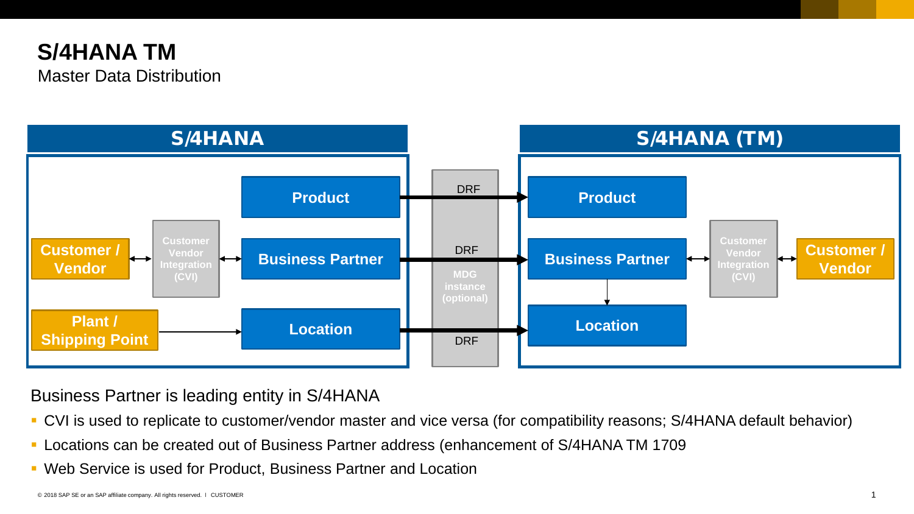# S/4HANA TM

Master Data Distribution

| S/4HANA | | | | S/4HANA (TM) | | |
|---|---|---|---|---|---|---|
| | | Product | DRF | Product | | |
| Customer / Vendor | Customer Vendor Integration (CVI) | Business Partner | DRF / MDG instance (optional) | Business Partner | Customer Vendor Integration (CVI) | Customer / Vendor |
| Plant / Shipping Point | | Location | DRF | Location | | |

Business Partner is leading entity in S/4HANA

- CVI is used to replicate to customer/vendor master and vice versa (for compatibility reasons; S/4HANA default behavior)
- Locations can be created out of Business Partner address (enhancement of S/4HANA TM 1709
- Web Service is used for Product, Business Partner and Location

© 2018 SAP SE or an SAP affiliate company. All rights reserved. I CUSTOMER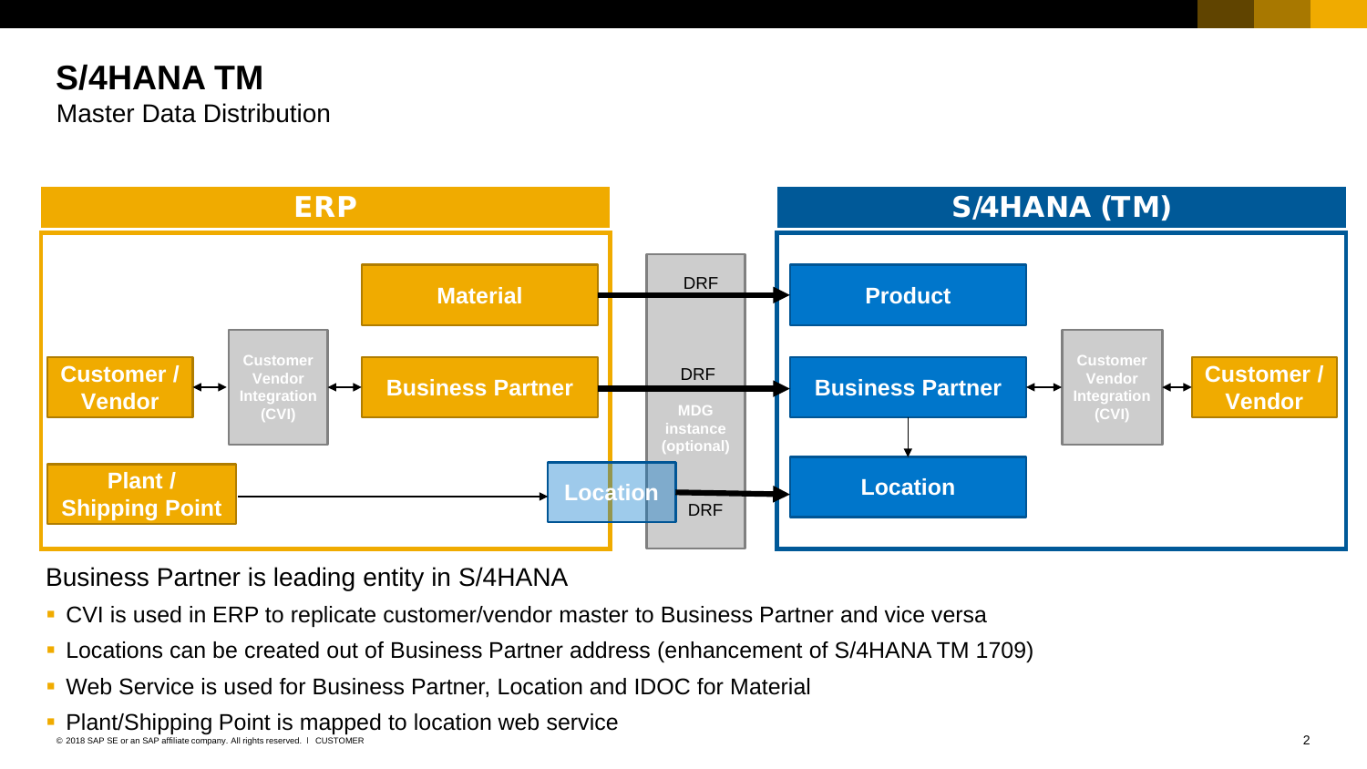# S/4HANA TM

Master Data Distribution

ERP

S/4HANA (TM)

Material

Product

Customer / Vendor

Customer Vendor Integration (CVI)

Business Partner

DRF

DRF

MDG instance (optional)

DRF

Business Partner

Customer Vendor Integration (CVI)

Customer / Vendor

Plant / Shipping Point

Location

Location

Business Partner is leading entity in S/4HANA

- CVI is used in ERP to replicate customer/vendor master to Business Partner and vice versa
- Locations can be created out of Business Partner address (enhancement of S/4HANA TM 1709)
- Web Service is used for Business Partner, Location and IDOC for Material
- Plant/Shipping Point is mapped to location web service